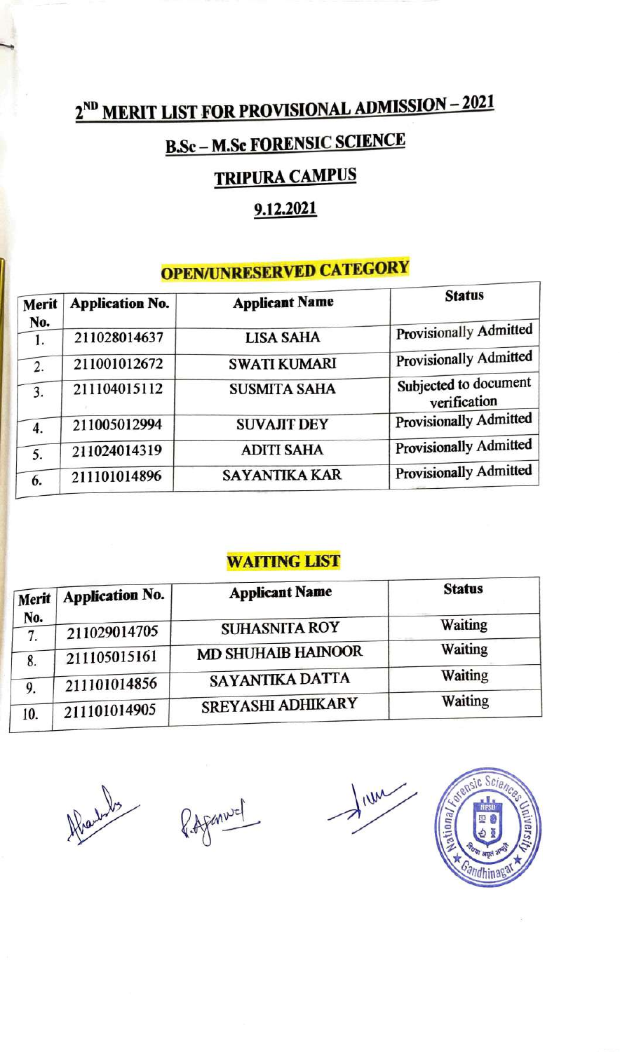# 2[ND] MERIT LIST FOR PROVISIONAL ADMISSION – 2021

## B.Sc – M.Sc FORENSIC SCIENCE

## TRIPURA CAMPUS

## 9.12.2021

### OPEN/UNRESERVED CATEGORY

| Merit No. | Application No. | Applicant Name | Status |
|---|---|---|---|
| 1. | 211028014637 | LISA SAHA | Provisionally Admitted |
| 2. | 211001012672 | SWATI KUMARI | Provisionally Admitted |
| 3. | 211104015112 | SUSMITA SAHA | Subjected to document verification |
| 4. | 211005012994 | SUVAJIT DEY | Provisionally Admitted |
| 5. | 211024014319 | ADITI SAHA | Provisionally Admitted |
| 6. | 211101014896 | SAYANTIKA KAR | Provisionally Admitted |

### WAITING LIST

| Merit No. | Application No. | Applicant Name | Status |
|---|---|---|---|
| 7. | 211029014705 | SUHASNITA ROY | Waiting |
| 8. | 211105015161 | MD SHUHAIB HAINOOR | Waiting |
| 9. | 211101014856 | SAYANTIKA DATTA | Waiting |
| 10. | 211101014905 | SREYASHI ADHIKARY | Waiting |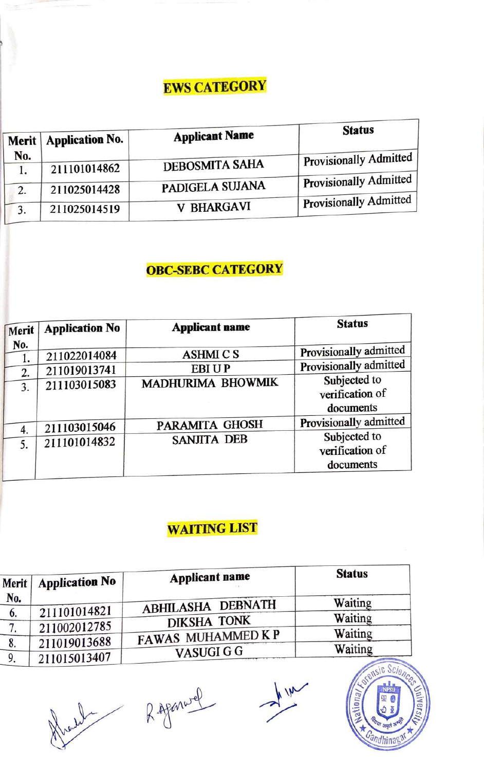## EWS CATEGORY

| Merit No. | Application No. | Applicant Name | Status |
|---|---|---|---|
| 1. | 211101014862 | DEBOSMITA SAHA | Provisionally Admitted |
| 2. | 211025014428 | PADIGELA SUJANA | Provisionally Admitted |
| 3. | 211025014519 | V BHARGAVI | Provisionally Admitted |

## OBC-SEBC CATEGORY

| Merit No. | Application No | Applicant name | Status |
|---|---|---|---|
| 1. | 211022014084 | ASHMI C S | Provisionally admitted |
| 2. | 211019013741 | EBI U P | Provisionally admitted |
| 3. | 211103015083 | MADHURIMA BHOWMIK | Subjected to verification of documents |
| 4. | 211103015046 | PARAMITA GHOSH | Provisionally admitted |
| 5. | 211101014832 | SANJITA DEB | Subjected to verification of documents |

## WAITING LIST

| Merit No. | Application No | Applicant name | Status |
|---|---|---|---|
| 6. | 211101014821 | ABHILASHA DEBNATH | Waiting |
| 7. | 211002012785 | DIKSHA TONK | Waiting |
| 8. | 211019013688 | FAWAS MUHAMMED K P | Waiting |
| 9. | 211015013407 | VASUGI G G | Waiting |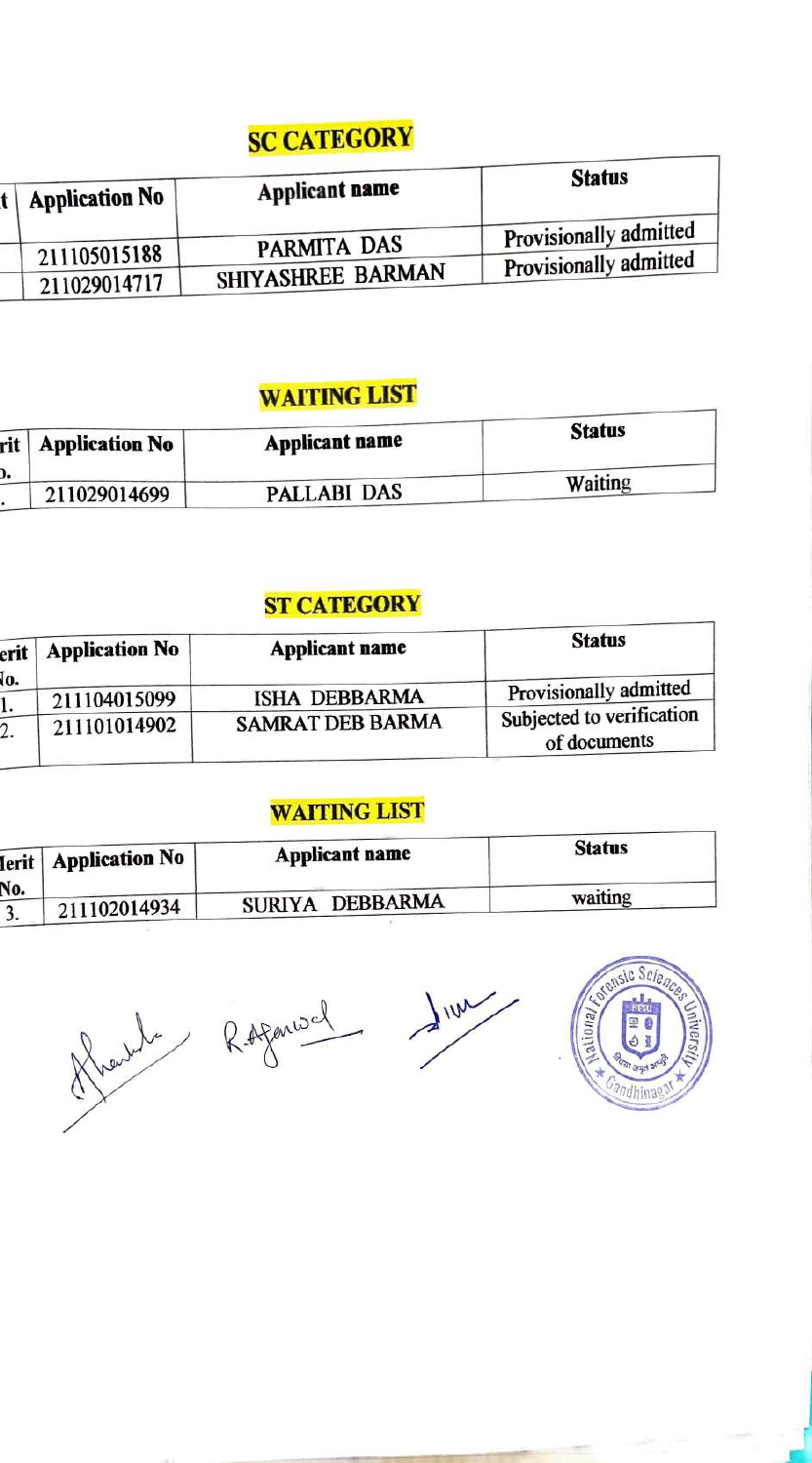## SC CATEGORY

| Merit No. | Application No | Applicant name | Status |
|---|---|---|---|
| | 211105015188 | PARMITA DAS | Provisionally admitted |
| | 211029014717 | SHIYASHREE BARMAN | Provisionally admitted |

## WAITING LIST

| Merit No. | Application No | Applicant name | Status |
|---|---|---|---|
| | 211029014699 | PALLABI DAS | Waiting |

## ST CATEGORY

| Merit No. | Application No | Applicant name | Status |
|---|---|---|---|
| 1. | 211104015099 | ISHA DEBBARMA | Provisionally admitted |
| 2. | 211101014902 | SAMRAT DEB BARMA | Subjected to verification of documents |

## WAITING LIST

| Merit No. | Application No | Applicant name | Status |
|---|---|---|---|
| 3. | 211102014934 | SURIYA DEBBARMA | waiting |